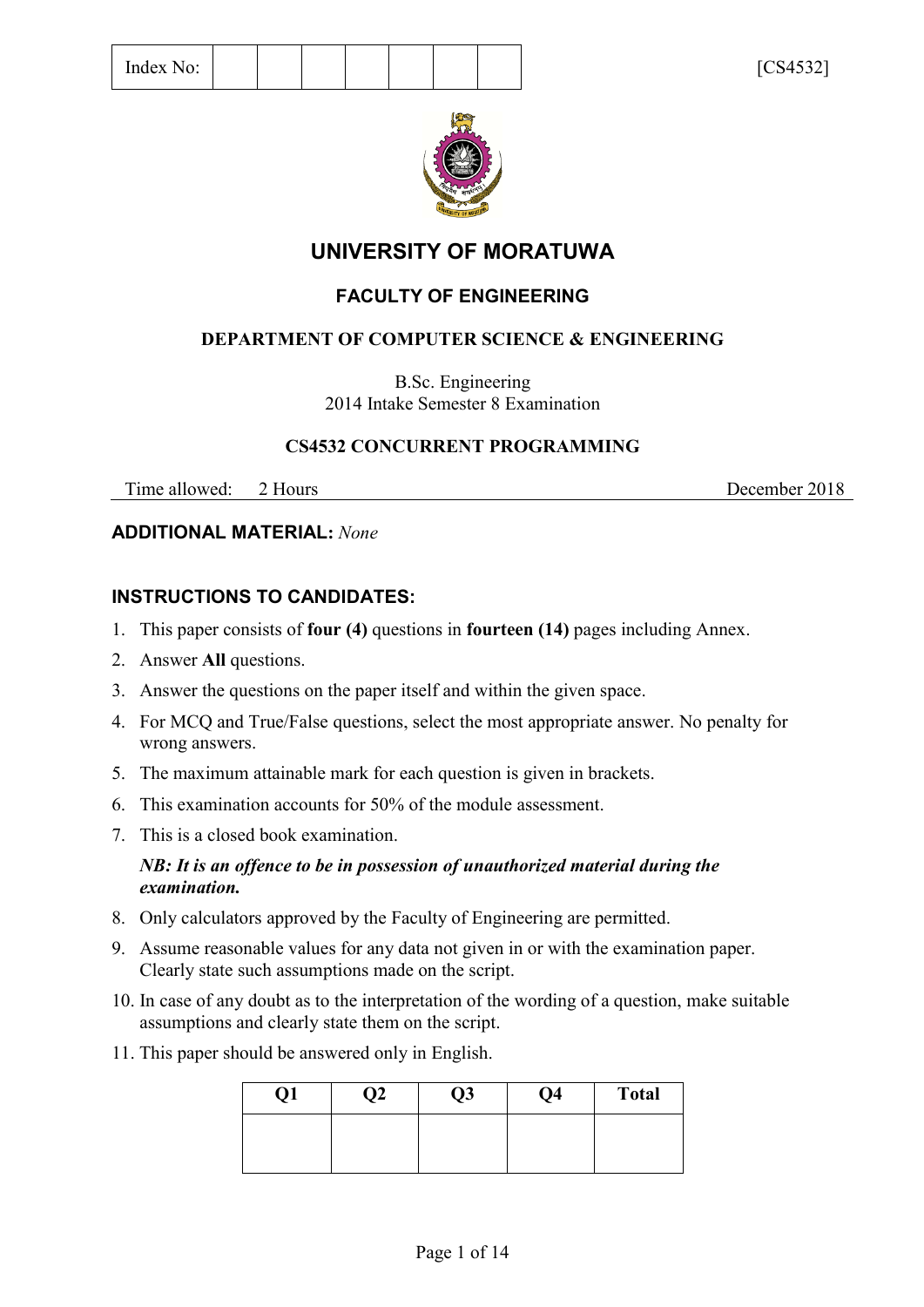| Index No: | | | | | | | |
|---|---|---|---|---|---|---|---|

[CS4532]

# UNIVERSITY OF MORATUWA

## FACULTY OF ENGINEERING

### DEPARTMENT OF COMPUTER SCIENCE & ENGINEERING

B.Sc. Engineering
2014 Intake Semester 8 Examination

### CS4532 CONCURRENT PROGRAMMING

Time allowed: 2 Hours — December 2018

**ADDITIONAL MATERIAL:** *None*

**INSTRUCTIONS TO CANDIDATES:**

1. This paper consists of **four (4)** questions in **fourteen (14)** pages including Annex.
2. Answer **All** questions.
3. Answer the questions on the paper itself and within the given space.
4. For MCQ and True/False questions, select the most appropriate answer. No penalty for wrong answers.
5. The maximum attainable mark for each question is given in brackets.
6. This examination accounts for 50% of the module assessment.
7. This is a closed book examination.

   ***NB: It is an offence to be in possession of unauthorized material during the examination.***
8. Only calculators approved by the Faculty of Engineering are permitted.
9. Assume reasonable values for any data not given in or with the examination paper. Clearly state such assumptions made on the script.
10. In case of any doubt as to the interpretation of the wording of a question, make suitable assumptions and clearly state them on the script.
11. This paper should be answered only in English.

| Q1 | Q2 | Q3 | Q4 | Total |
|---|---|---|---|---|
| | | | | |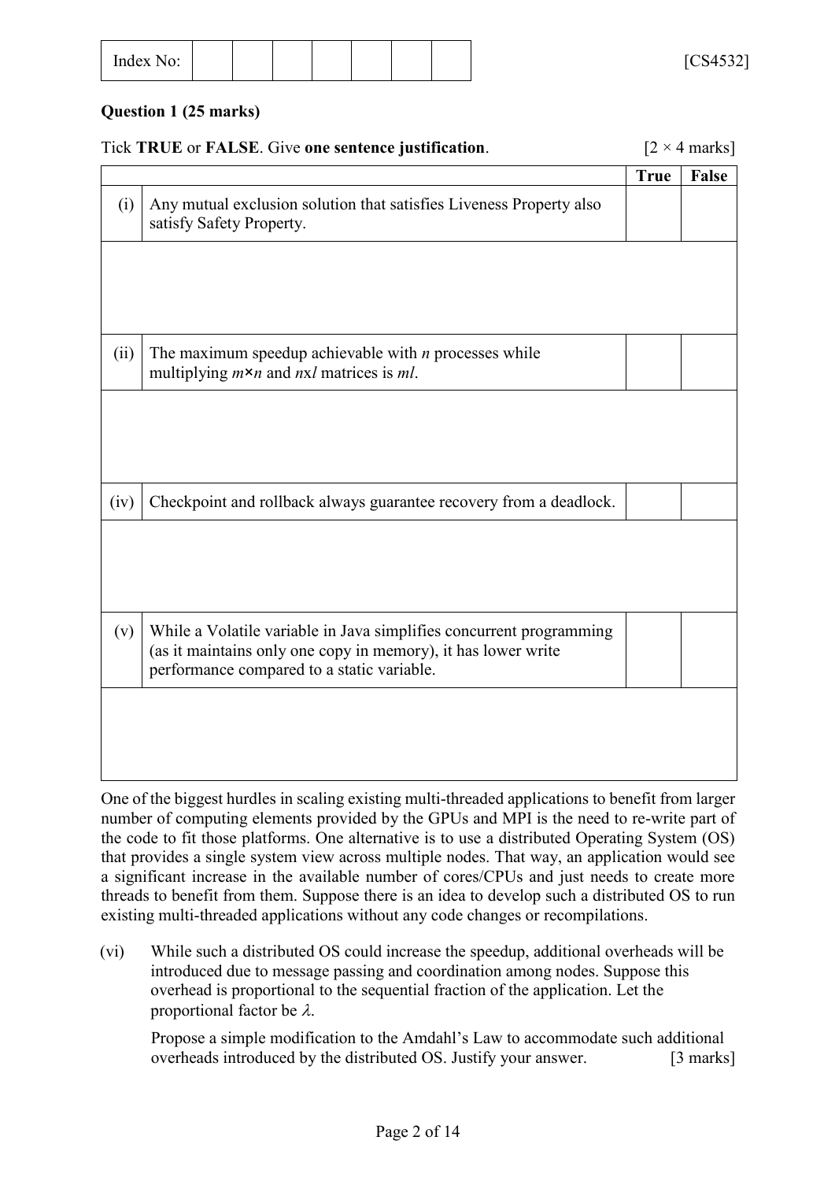| Index No: | | | | | | | |
|---|---|---|---|---|---|---|---|

[CS4532]

**Question 1 (25 marks)**

Tick **TRUE** or **FALSE**. Give **one sentence justification**. [2 × 4 marks]

| | | True | False |
|---|---|---|---|
| (i) | Any mutual exclusion solution that satisfies Liveness Property also satisfy Safety Property. | | |
| | | | |
| (ii) | The maximum speedup achievable with $n$ processes while multiplying $m \times n$ and $n \times l$ matrices is $ml$. | | |
| | | | |
| (iv) | Checkpoint and rollback always guarantee recovery from a deadlock. | | |
| | | | |
| (v) | While a Volatile variable in Java simplifies concurrent programming (as it maintains only one copy in memory), it has lower write performance compared to a static variable. | | |
| | | | |

One of the biggest hurdles in scaling existing multi-threaded applications to benefit from larger number of computing elements provided by the GPUs and MPI is the need to re-write part of the code to fit those platforms. One alternative is to use a distributed Operating System (OS) that provides a single system view across multiple nodes. That way, an application would see a significant increase in the available number of cores/CPUs and just needs to create more threads to benefit from them. Suppose there is an idea to develop such a distributed OS to run existing multi-threaded applications without any code changes or recompilations.

(vi) While such a distributed OS could increase the speedup, additional overheads will be introduced due to message passing and coordination among nodes. Suppose this overhead is proportional to the sequential fraction of the application. Let the proportional factor be $\lambda$.

Propose a simple modification to the Amdahl's Law to accommodate such additional overheads introduced by the distributed OS. Justify your answer. [3 marks]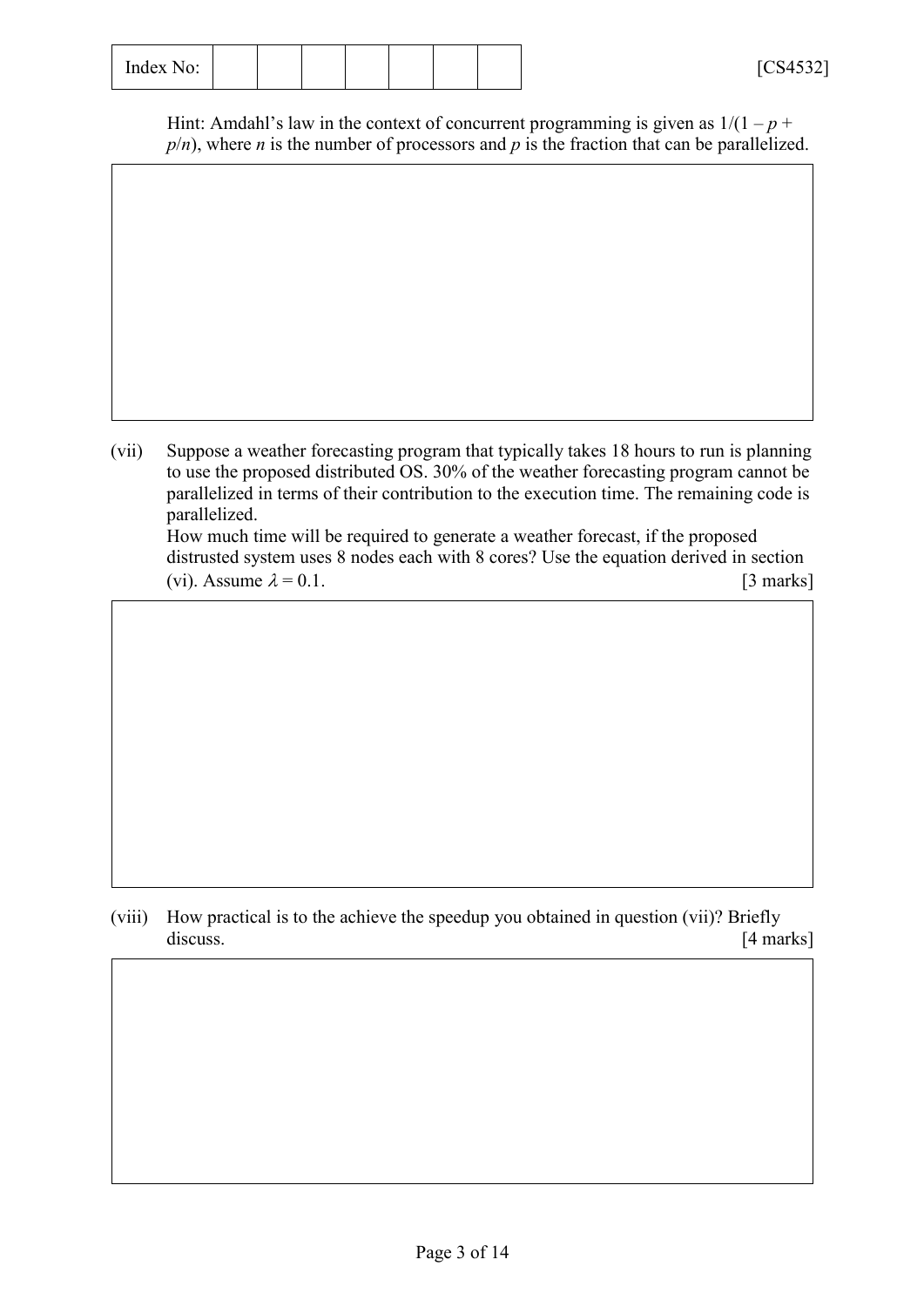Hint: Amdahl's law in the context of concurrent programming is given as $1/(1 - p + p/n)$, where $n$ is the number of processors and $p$ is the fraction that can be parallelized.

(vii) Suppose a weather forecasting program that typically takes 18 hours to run is planning to use the proposed distributed OS. 30% of the weather forecasting program cannot be parallelized in terms of their contribution to the execution time. The remaining code is parallelized.
How much time will be required to generate a weather forecast, if the proposed distrusted system uses 8 nodes each with 8 cores? Use the equation derived in section (vi). Assume $\lambda = 0.1$. [3 marks]

(viii) How practical is to the achieve the speedup you obtained in question (vii)? Briefly discuss. [4 marks]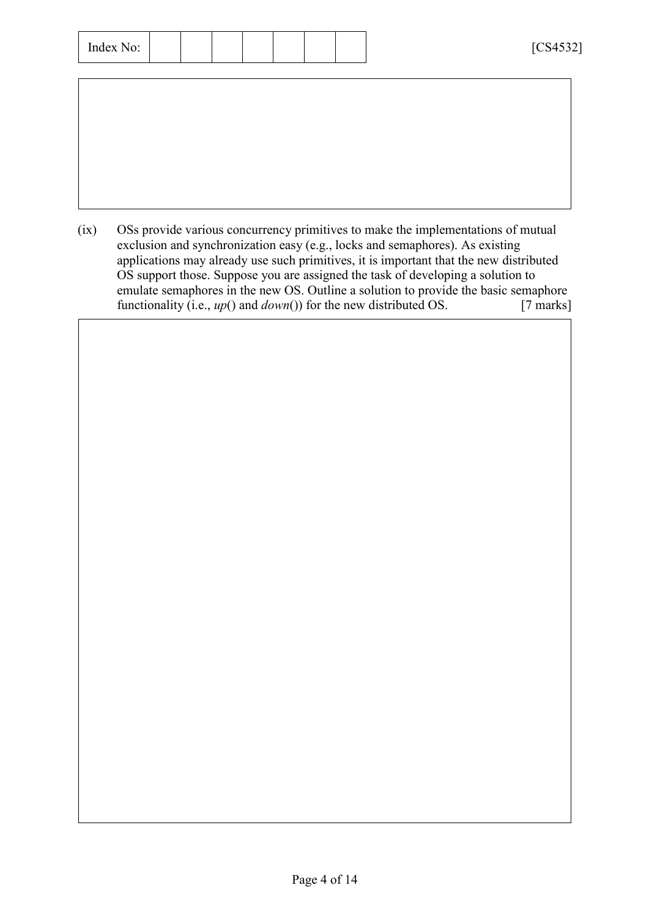(ix) OSs provide various concurrency primitives to make the implementations of mutual exclusion and synchronization easy (e.g., locks and semaphores). As existing applications may already use such primitives, it is important that the new distributed OS support those. Suppose you are assigned the task of developing a solution to emulate semaphores in the new OS. Outline a solution to provide the basic semaphore functionality (i.e., *up*() and *down*()) for the new distributed OS. [7 marks]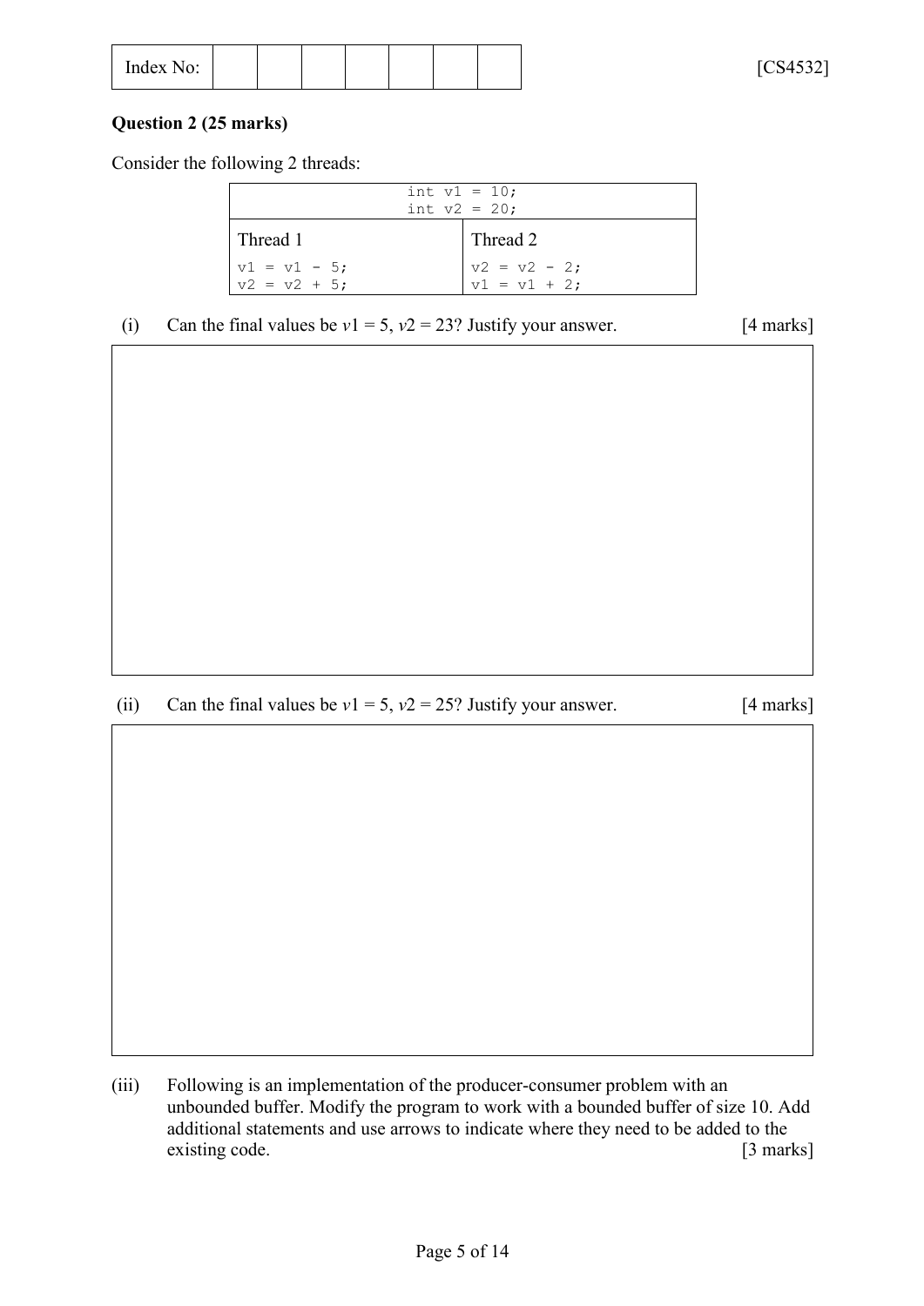Index No: | | | | | | | |

[CS4532]

**Question 2 (25 marks)**

Consider the following 2 threads:

| int v1 = 10;<br>int v2 = 20; | |
|---|---|
| Thread 1 | Thread 2 |
| `v1 = v1 - 5;`<br>`v2 = v2 + 5;` | `v2 = v2 - 2;`<br>`v1 = v1 + 2;` |

(i) Can the final values be $v1 = 5$, $v2 = 23$? Justify your answer. [4 marks]

(ii) Can the final values be $v1 = 5$, $v2 = 25$? Justify your answer. [4 marks]

(iii) Following is an implementation of the producer-consumer problem with an unbounded buffer. Modify the program to work with a bounded buffer of size 10. Add additional statements and use arrows to indicate where they need to be added to the existing code. [3 marks]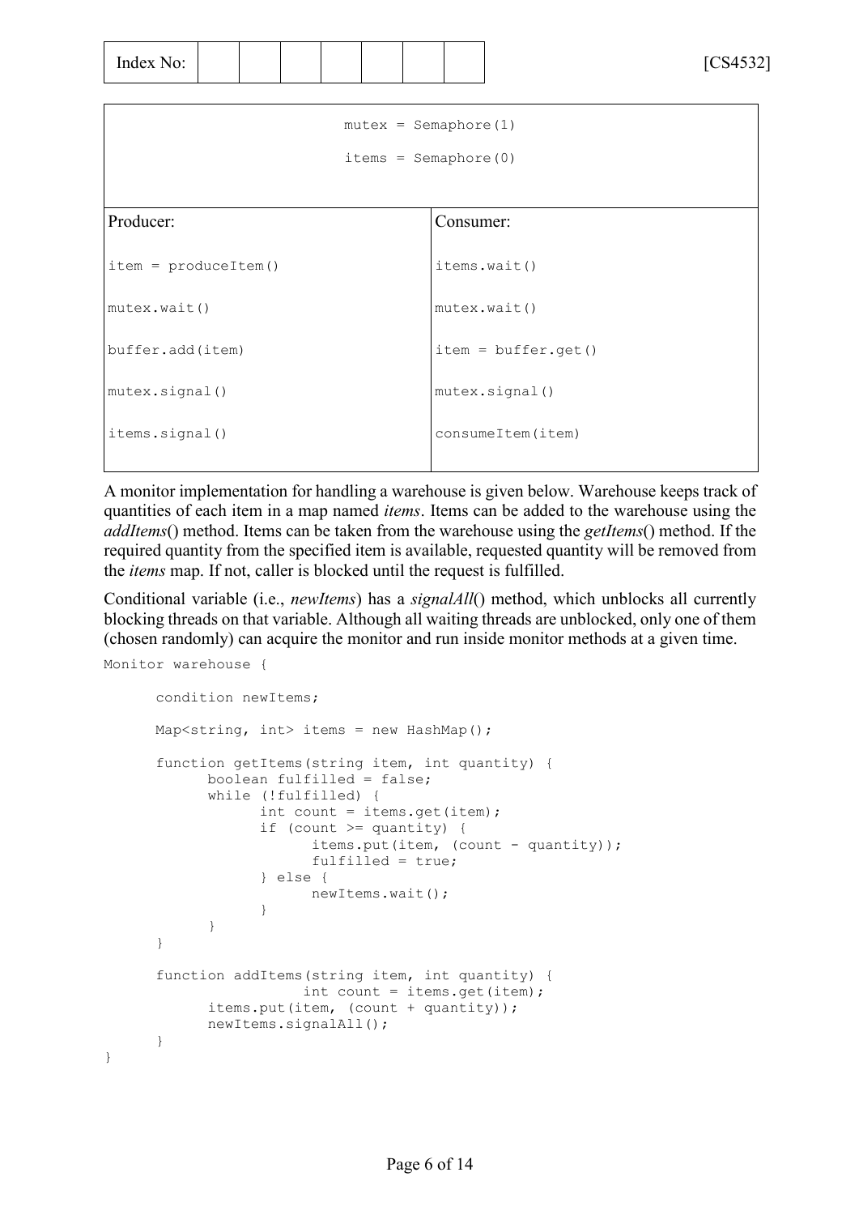| mutex = Semaphore(1)<br>items = Semaphore(0) | |
| --- | --- |
| Producer: | Consumer: |
| `item = produceItem()` | `items.wait()` |
| `mutex.wait()` | `mutex.wait()` |
| `buffer.add(item)` | `item = buffer.get()` |
| `mutex.signal()` | `mutex.signal()` |
| `items.signal()` | `consumeItem(item)` |

A monitor implementation for handling a warehouse is given below. Warehouse keeps track of quantities of each item in a map named *items*. Items can be added to the warehouse using the *addItems*() method. Items can be taken from the warehouse using the *getItems*() method. If the required quantity from the specified item is available, requested quantity will be removed from the *items* map. If not, caller is blocked until the request is fulfilled.

Conditional variable (i.e., *newItems*) has a *signalAll*() method, which unblocks all currently blocking threads on that variable. Although all waiting threads are unblocked, only one of them (chosen randomly) can acquire the monitor and run inside monitor methods at a given time.

```
Monitor warehouse {

      condition newItems;

      Map<string, int> items = new HashMap();

      function getItems(string item, int quantity) {
            boolean fulfilled = false;
            while (!fulfilled) {
                  int count = items.get(item);
                  if (count >= quantity) {
                        items.put(item, (count - quantity));
                        fulfilled = true;
                  } else {
                        newItems.wait();
                  }
            }
      }

      function addItems(string item, int quantity) {
                  int count = items.get(item);
            items.put(item, (count + quantity));
            newItems.signalAll();
      }
}
```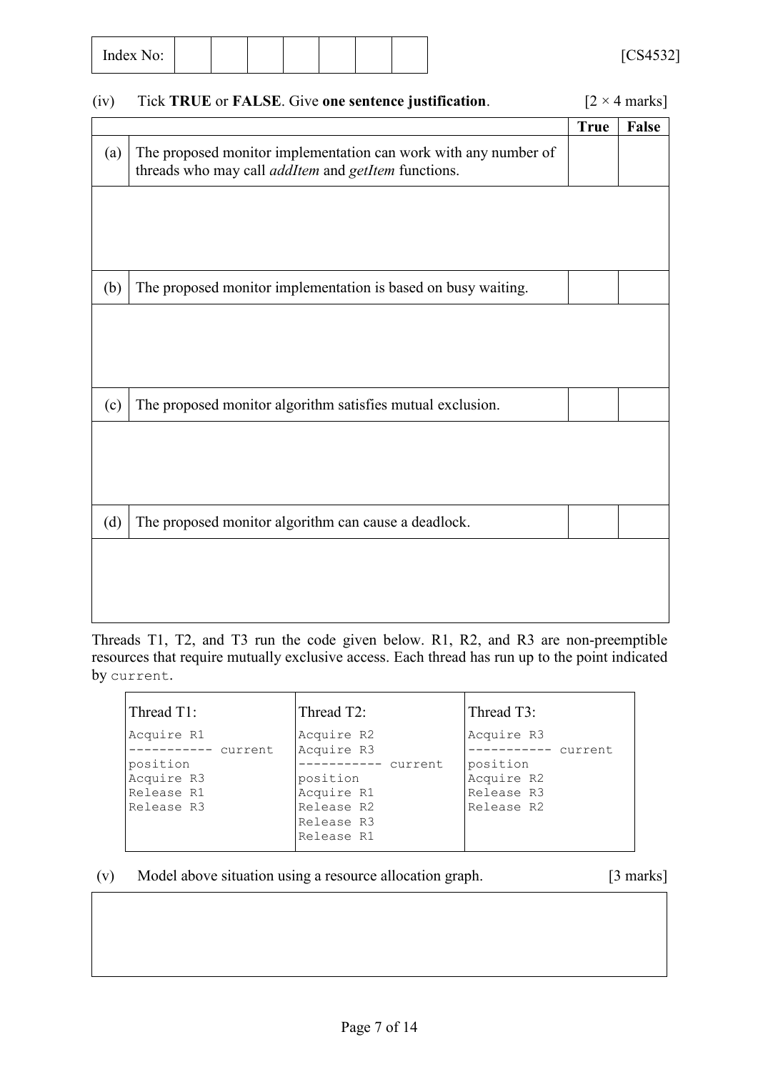Index No: | | | | | | | |

[CS4532]

(iv) Tick **TRUE** or **FALSE**. Give **one sentence justification**. [2 × 4 marks]

| | | True | False |
|---|---|---|---|
| (a) | The proposed monitor implementation can work with any number of threads who may call *addItem* and *getItem* functions. | | |
| | | | |
| (b) | The proposed monitor implementation is based on busy waiting. | | |
| | | | |
| (c) | The proposed monitor algorithm satisfies mutual exclusion. | | |
| | | | |
| (d) | The proposed monitor algorithm can cause a deadlock. | | |
| | | | |

Threads T1, T2, and T3 run the code given below. R1, R2, and R3 are non-preemptible resources that require mutually exclusive access. Each thread has run up to the point indicated by `current`.

| Thread T1: | Thread T2: | Thread T3: |
|---|---|---|
| `Acquire R1`<br>`----------- current position`<br>`Acquire R3`<br>`Release R1`<br>`Release R3` | `Acquire R2`<br>`Acquire R3`<br>`----------- current position`<br>`Acquire R1`<br>`Release R2`<br>`Release R3`<br>`Release R1` | `Acquire R3`<br>`----------- current position`<br>`Acquire R2`<br>`Release R3`<br>`Release R2` |

(v) Model above situation using a resource allocation graph. [3 marks]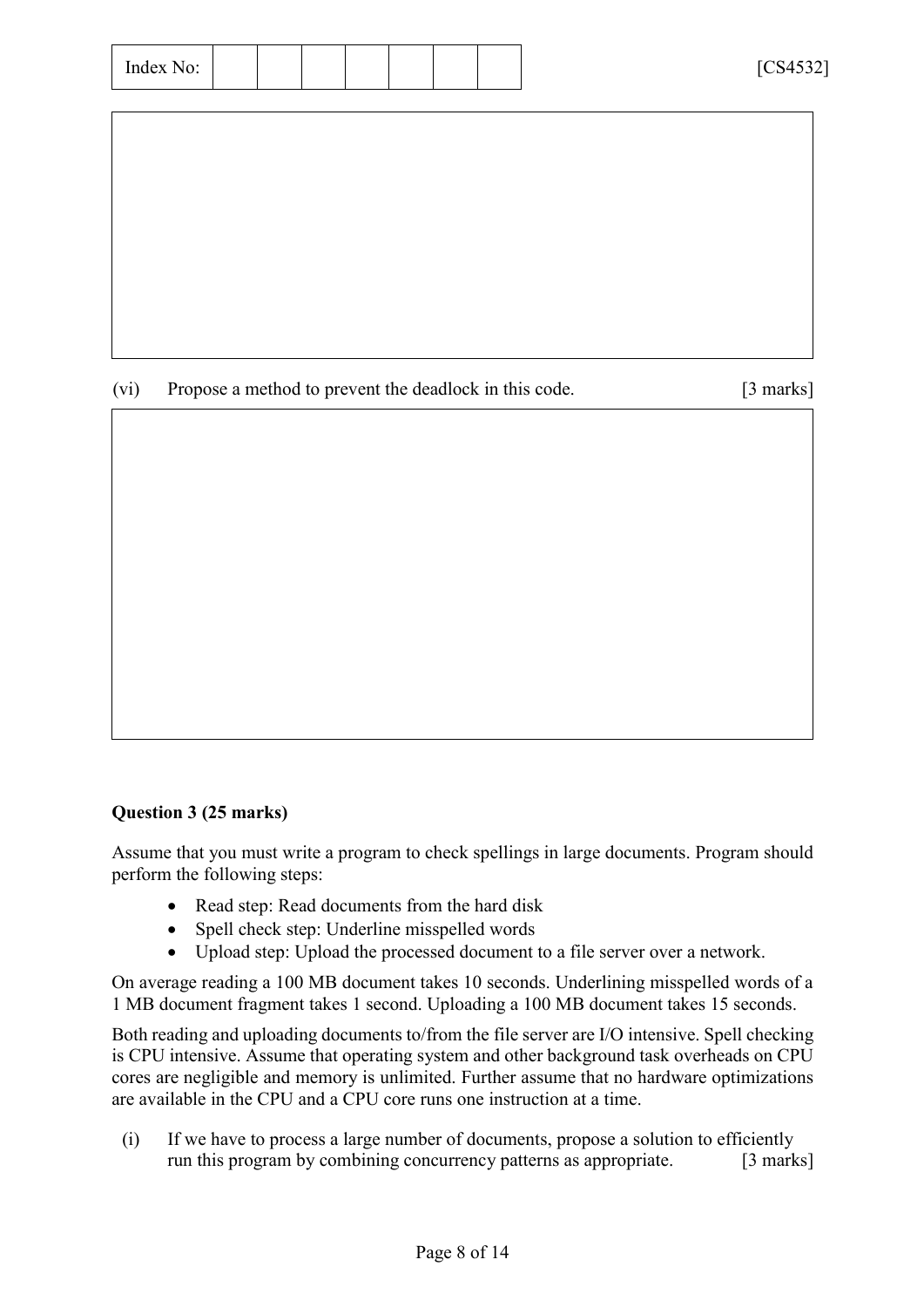(vi) Propose a method to prevent the deadlock in this code. [3 marks]

**Question 3 (25 marks)**

Assume that you must write a program to check spellings in large documents. Program should perform the following steps:

- Read step: Read documents from the hard disk
- Spell check step: Underline misspelled words
- Upload step: Upload the processed document to a file server over a network.

On average reading a 100 MB document takes 10 seconds. Underlining misspelled words of a 1 MB document fragment takes 1 second. Uploading a 100 MB document takes 15 seconds.

Both reading and uploading documents to/from the file server are I/O intensive. Spell checking is CPU intensive. Assume that operating system and other background task overheads on CPU cores are negligible and memory is unlimited. Further assume that no hardware optimizations are available in the CPU and a CPU core runs one instruction at a time.

(i) If we have to process a large number of documents, propose a solution to efficiently run this program by combining concurrency patterns as appropriate. [3 marks]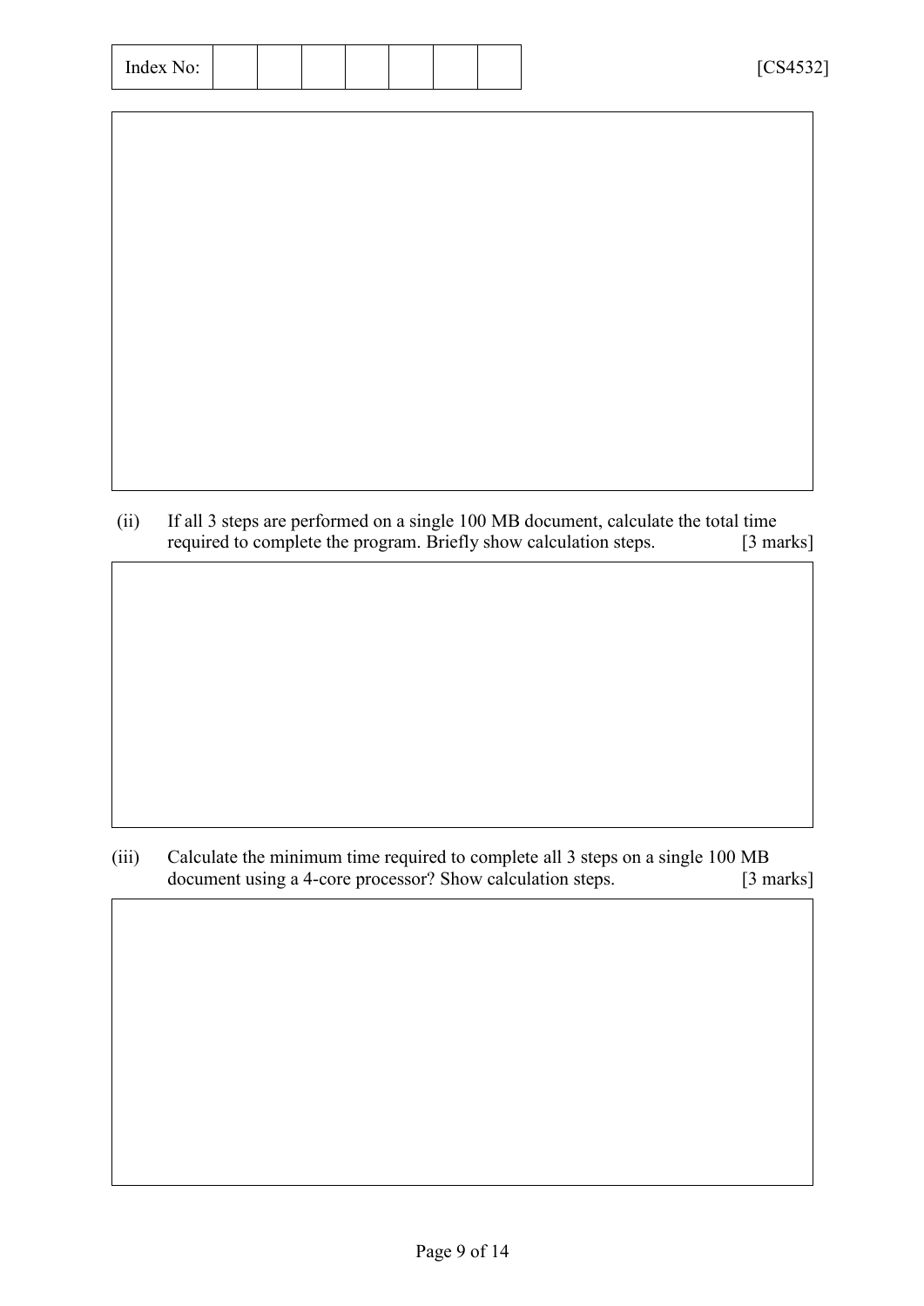(ii) If all 3 steps are performed on a single 100 MB document, calculate the total time required to complete the program. Briefly show calculation steps. [3 marks]

(iii) Calculate the minimum time required to complete all 3 steps on a single 100 MB document using a 4-core processor? Show calculation steps. [3 marks]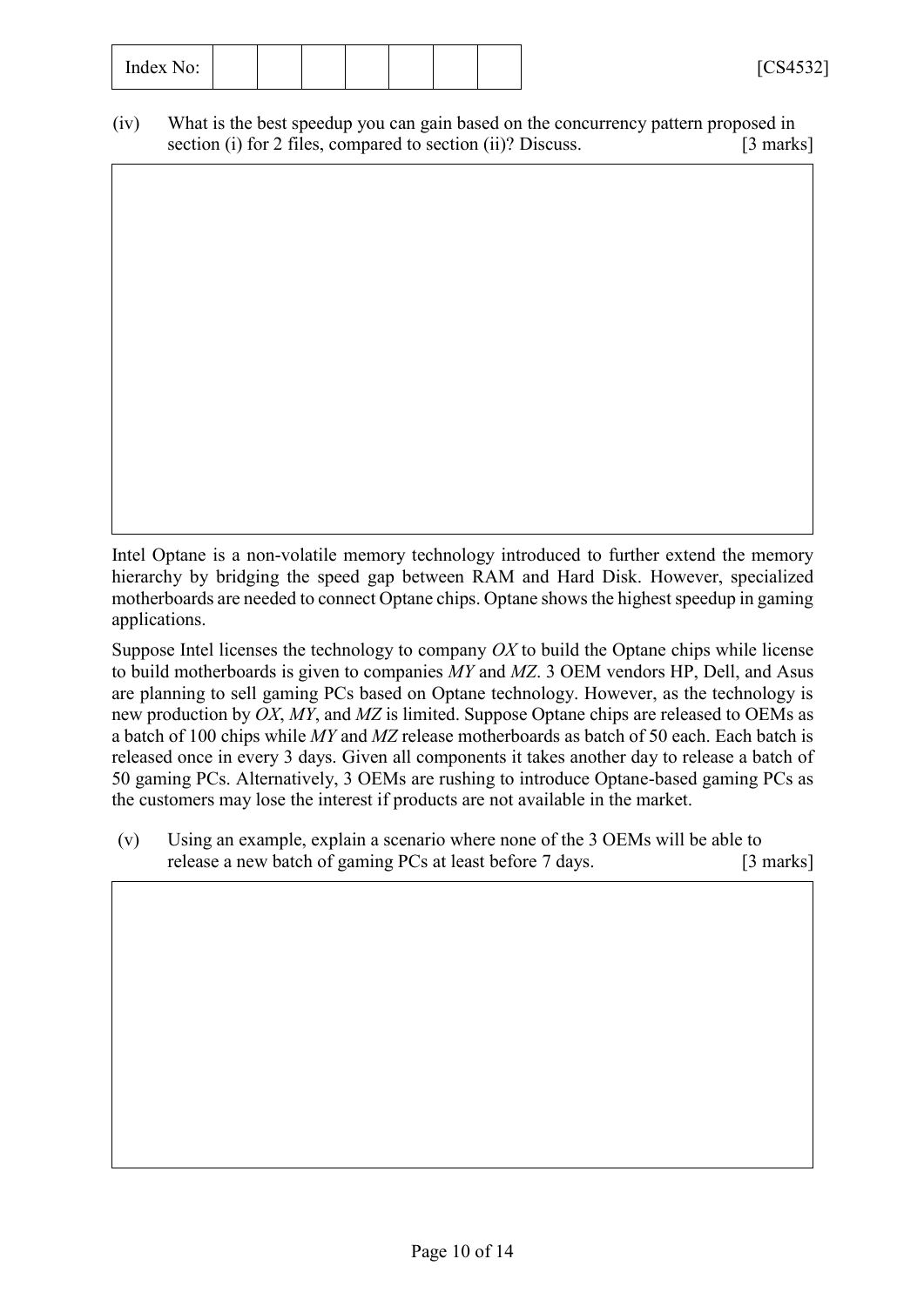(iv) What is the best speedup you can gain based on the concurrency pattern proposed in section (i) for 2 files, compared to section (ii)? Discuss. [3 marks]

Intel Optane is a non-volatile memory technology introduced to further extend the memory hierarchy by bridging the speed gap between RAM and Hard Disk. However, specialized motherboards are needed to connect Optane chips. Optane shows the highest speedup in gaming applications.

Suppose Intel licenses the technology to company *OX* to build the Optane chips while license to build motherboards is given to companies *MY* and *MZ*. 3 OEM vendors HP, Dell, and Asus are planning to sell gaming PCs based on Optane technology. However, as the technology is new production by *OX*, *MY*, and *MZ* is limited. Suppose Optane chips are released to OEMs as a batch of 100 chips while *MY* and *MZ* release motherboards as batch of 50 each. Each batch is released once in every 3 days. Given all components it takes another day to release a batch of 50 gaming PCs. Alternatively, 3 OEMs are rushing to introduce Optane-based gaming PCs as the customers may lose the interest if products are not available in the market.

(v) Using an example, explain a scenario where none of the 3 OEMs will be able to release a new batch of gaming PCs at least before 7 days. [3 marks]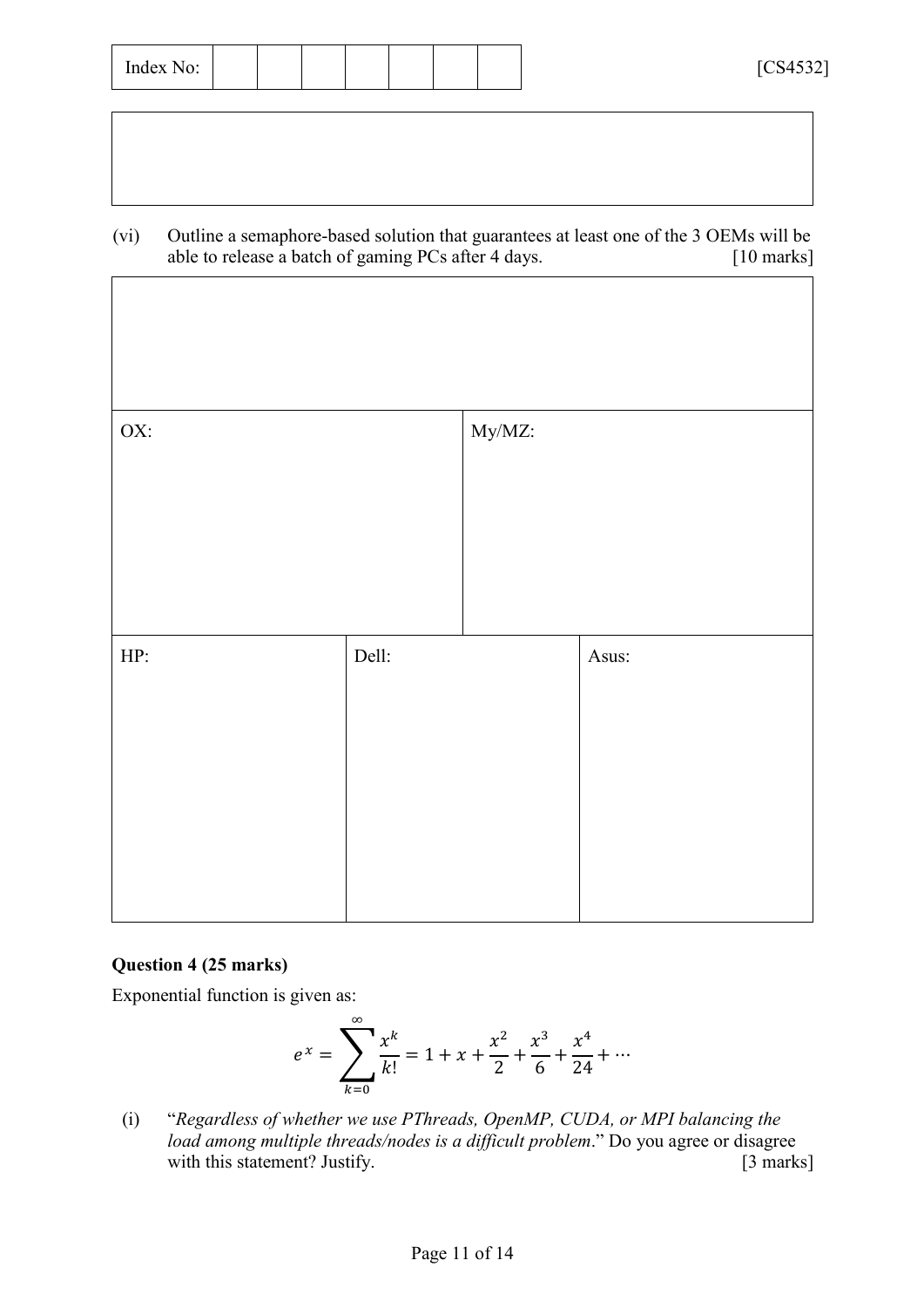| Index No: | | | | | | | |
|---|---|---|---|---|---|---|---|

[CS4532]

(vi) Outline a semaphore-based solution that guarantees at least one of the 3 OEMs will be able to release a batch of gaming PCs after 4 days. [10 marks]

| OX: | My/MZ: |
|---|---|
| | |

| HP: | Dell: | Asus: |
|---|---|---|
| | | |

### Question 4 (25 marks)

Exponential function is given as:

$$e^x = \sum_{k=0}^{\infty} \frac{x^k}{k!} = 1 + x + \frac{x^2}{2} + \frac{x^3}{6} + \frac{x^4}{24} + \cdots$$

(i) "*Regardless of whether we use PThreads, OpenMP, CUDA, or MPI balancing the load among multiple threads/nodes is a difficult problem*." Do you agree or disagree with this statement? Justify. [3 marks]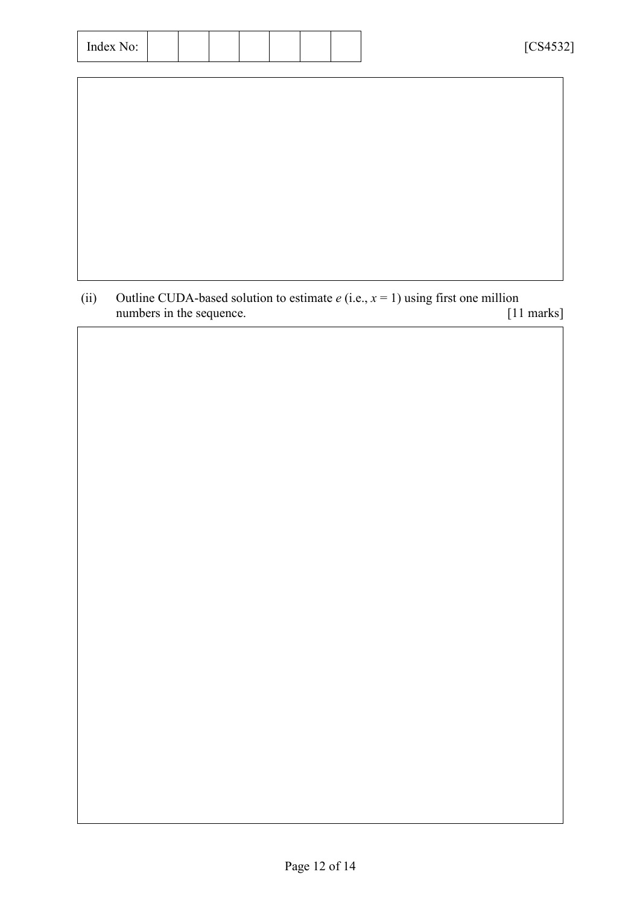(ii) Outline CUDA-based solution to estimate $e$ (i.e., $x = 1$) using first one million numbers in the sequence. [11 marks]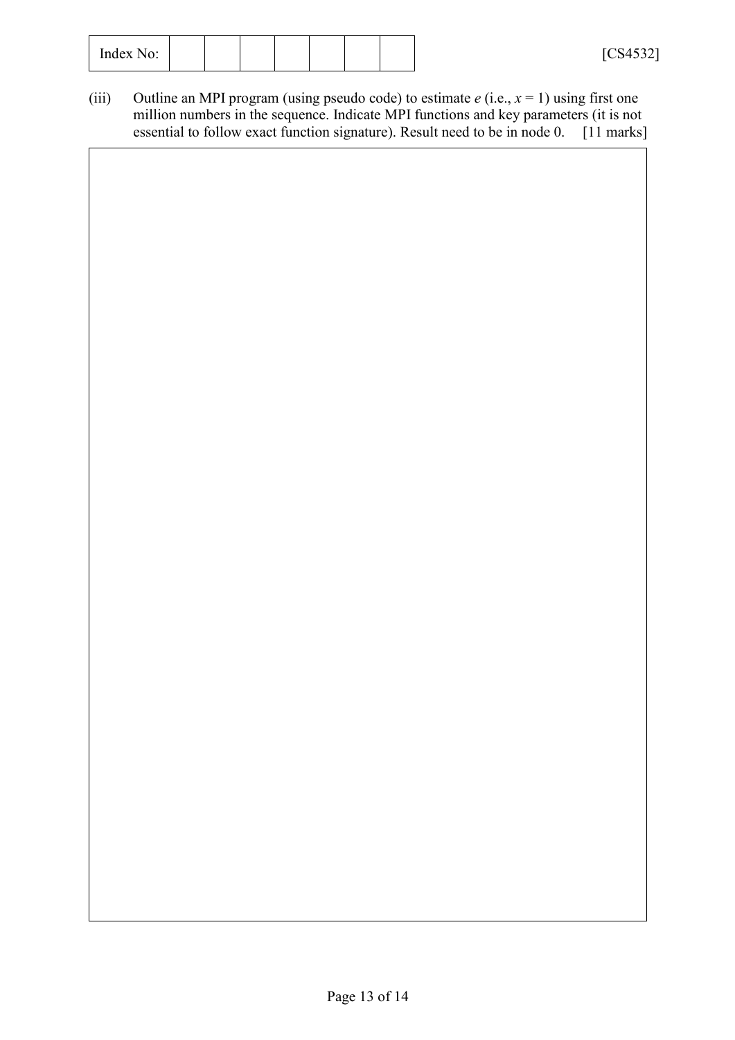(iii) Outline an MPI program (using pseudo code) to estimate $e$ (i.e., $x = 1$) using first one million numbers in the sequence. Indicate MPI functions and key parameters (it is not essential to follow exact function signature). Result need to be in node 0. [11 marks]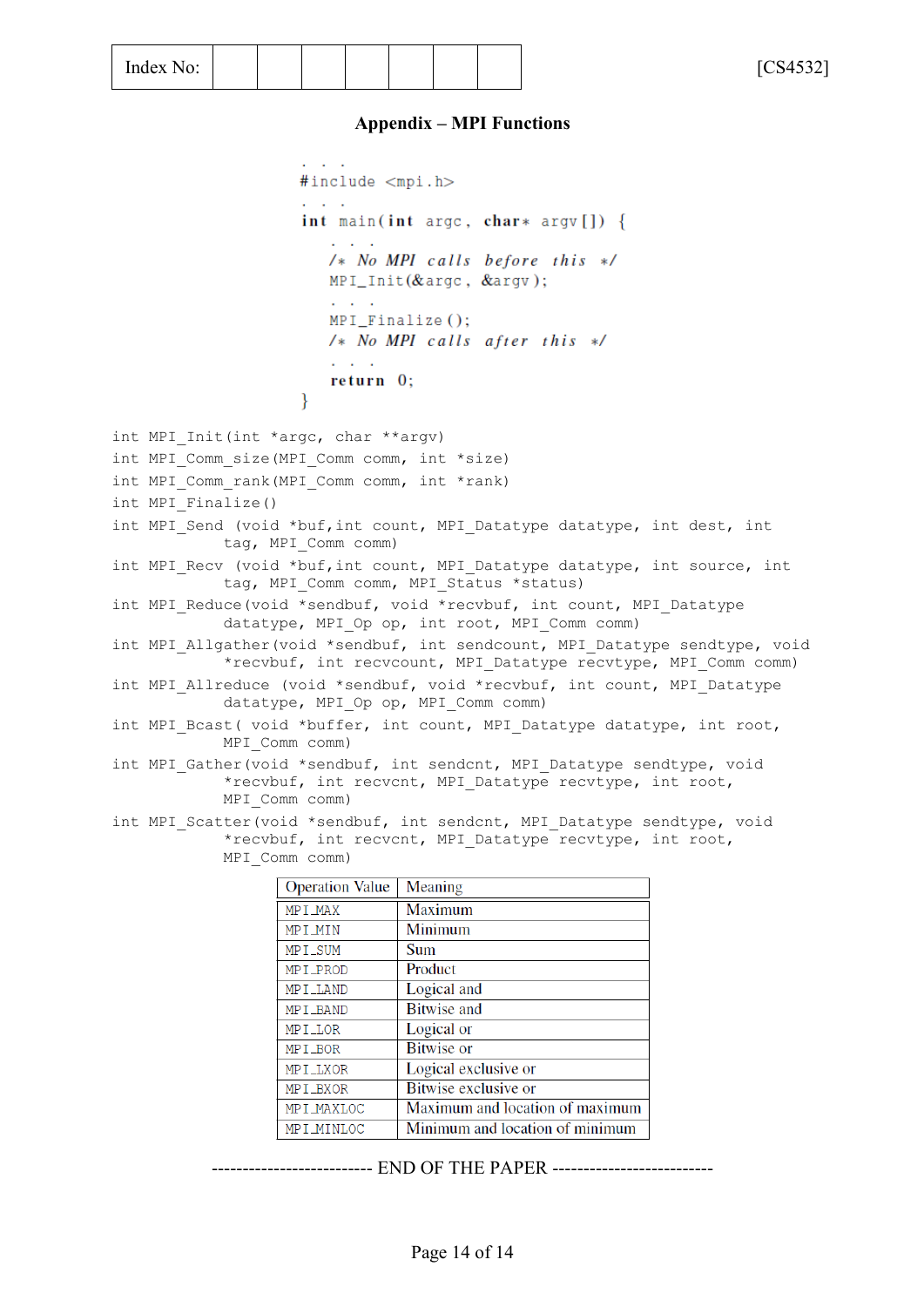## Appendix – MPI Functions

```
. . .
#include <mpi.h>
. . .
int main(int argc, char* argv[]) {
   . . .
   /* No MPI calls before this */
   MPI_Init(&argc, &argv);
   . . .
   MPI_Finalize();
   /* No MPI calls after this */
   . . .
   return 0;
}
```

```
int MPI_Init(int *argc, char **argv)
int MPI_Comm_size(MPI_Comm comm, int *size)
int MPI_Comm_rank(MPI_Comm comm, int *rank)
int MPI_Finalize()
int MPI_Send (void *buf,int count, MPI_Datatype datatype, int dest, int
        tag, MPI_Comm comm)
int MPI_Recv (void *buf,int count, MPI_Datatype datatype, int source, int
        tag, MPI_Comm comm, MPI_Status *status)
int MPI_Reduce(void *sendbuf, void *recvbuf, int count, MPI_Datatype
        datatype, MPI_Op op, int root, MPI_Comm comm)
int MPI_Allgather(void *sendbuf, int sendcount, MPI_Datatype sendtype, void
        *recvbuf, int recvcount, MPI_Datatype recvtype, MPI_Comm comm)
int MPI_Allreduce (void *sendbuf, void *recvbuf, int count, MPI_Datatype
        datatype, MPI_Op op, MPI_Comm comm)
int MPI_Bcast( void *buffer, int count, MPI_Datatype datatype, int root,
        MPI_Comm comm)
int MPI_Gather(void *sendbuf, int sendcnt, MPI_Datatype sendtype, void
        *recvbuf, int recvcnt, MPI_Datatype recvtype, int root,
        MPI_Comm comm)
int MPI_Scatter(void *sendbuf, int sendcnt, MPI_Datatype sendtype, void
        *recvbuf, int recvcnt, MPI_Datatype recvtype, int root,
        MPI_Comm comm)
```

| Operation Value | Meaning |
|---|---|
| MPI_MAX | Maximum |
| MPI_MIN | Minimum |
| MPI_SUM | Sum |
| MPI_PROD | Product |
| MPI_LAND | Logical and |
| MPI_BAND | Bitwise and |
| MPI_LOR | Logical or |
| MPI_BOR | Bitwise or |
| MPI_LXOR | Logical exclusive or |
| MPI_BXOR | Bitwise exclusive or |
| MPI_MAXLOC | Maximum and location of maximum |
| MPI_MINLOC | Minimum and location of minimum |

------------------------- END OF THE PAPER --------------------------